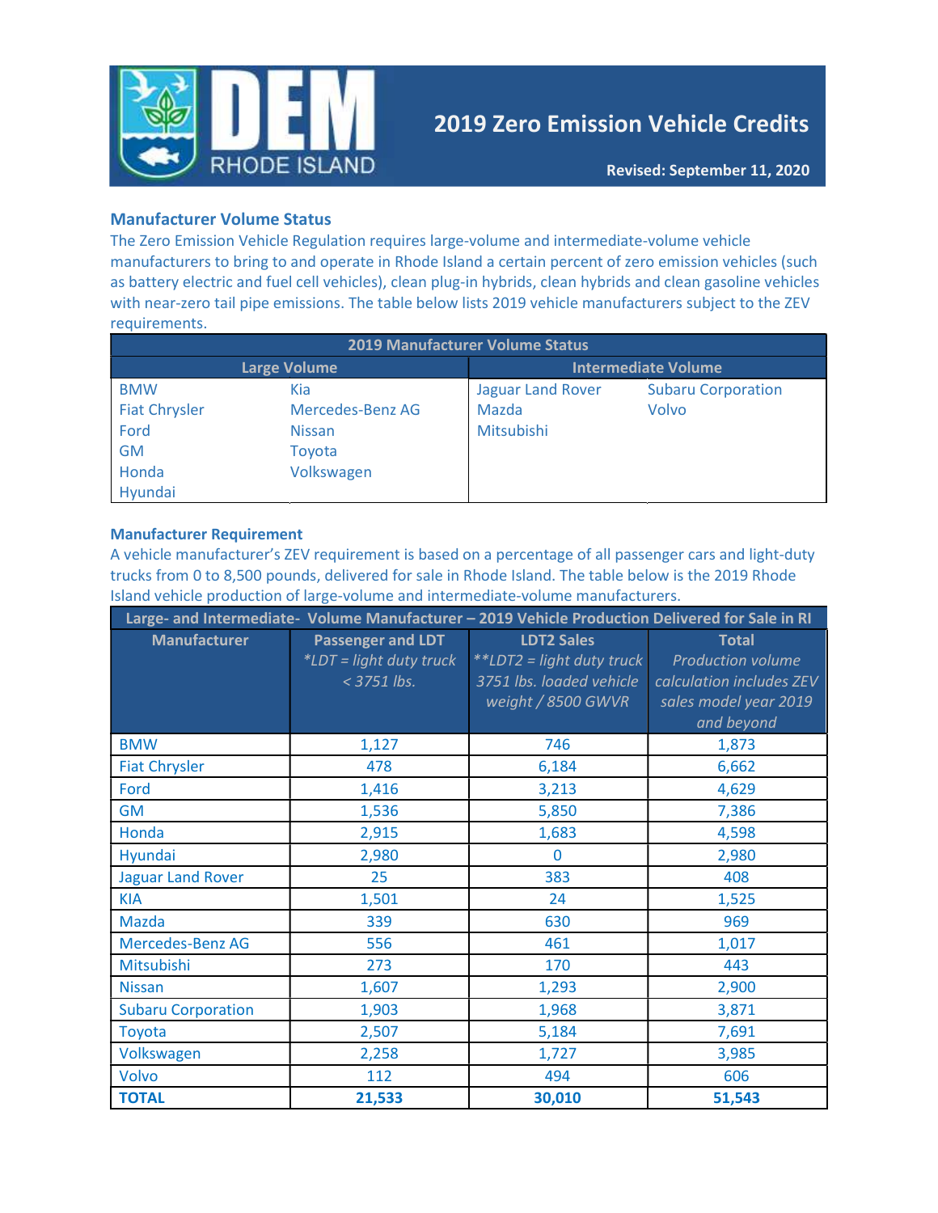# 2019 Zero Emission Vehicle Credits

**Revised: September 11, 2020**

## Manufacturer Volume Status

The Zero Emission Vehicle Regulation requires large-volume and intermediate-volume vehicle manufacturers to bring to and operate in Rhode Island a certain percent of zero emission vehicles (such as battery electric and fuel cell vehicles), clean plug-in hybrids, clean hybrids and clean gasoline vehicles with near-zero tail pipe emissions. The table below lists 2019 vehicle manufacturers subject to the ZEV requirements.

| 2019 Manufacturer Volume Status | | | |
|---|---|---|---|
| Large Volume | | Intermediate Volume | |
| BMW | Kia | Jaguar Land Rover | Subaru Corporation |
| Fiat Chrysler | Mercedes-Benz AG | Mazda | Volvo |
| Ford | Nissan | Mitsubishi | |
| GM | Toyota | | |
| Honda | Volkswagen | | |
| Hyundai | | | |

## Manufacturer Requirement

A vehicle manufacturer's ZEV requirement is based on a percentage of all passenger cars and light-duty trucks from 0 to 8,500 pounds, delivered for sale in Rhode Island. The table below is the 2019 Rhode Island vehicle production of large-volume and intermediate-volume manufacturers.

| Large- and Intermediate- Volume Manufacturer – 2019 Vehicle Production Delivered for Sale in RI | | | |
|---|---|---|---|
| Manufacturer | Passenger and LDT *\*LDT = light duty truck < 3751 lbs.* | LDT2 Sales *\*\*LDT2 = light duty truck 3751 lbs. loaded vehicle weight / 8500 GWVR* | Total *Production volume calculation includes ZEV sales model year 2019 and beyond* |
| BMW | 1,127 | 746 | 1,873 |
| Fiat Chrysler | 478 | 6,184 | 6,662 |
| Ford | 1,416 | 3,213 | 4,629 |
| GM | 1,536 | 5,850 | 7,386 |
| Honda | 2,915 | 1,683 | 4,598 |
| Hyundai | 2,980 | 0 | 2,980 |
| Jaguar Land Rover | 25 | 383 | 408 |
| KIA | 1,501 | 24 | 1,525 |
| Mazda | 339 | 630 | 969 |
| Mercedes-Benz AG | 556 | 461 | 1,017 |
| Mitsubishi | 273 | 170 | 443 |
| Nissan | 1,607 | 1,293 | 2,900 |
| Subaru Corporation | 1,903 | 1,968 | 3,871 |
| Toyota | 2,507 | 5,184 | 7,691 |
| Volkswagen | 2,258 | 1,727 | 3,985 |
| Volvo | 112 | 494 | 606 |
| **TOTAL** | **21,533** | **30,010** | **51,543** |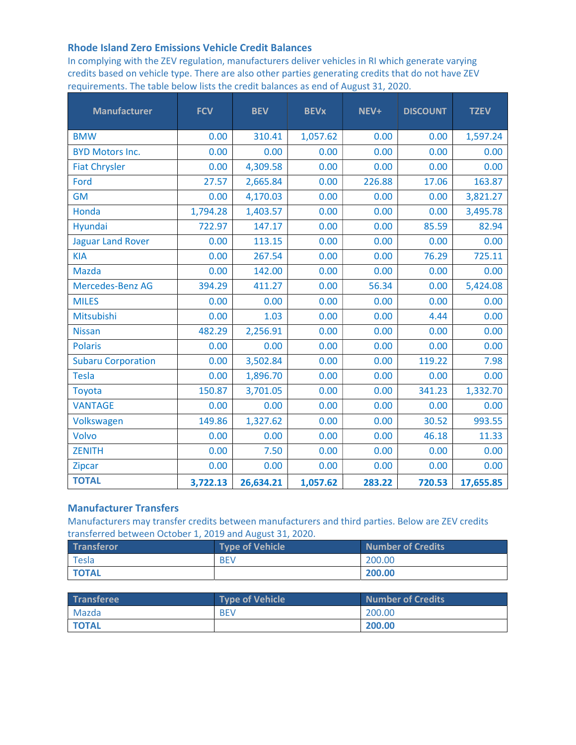## Rhode Island Zero Emissions Vehicle Credit Balances

In complying with the ZEV regulation, manufacturers deliver vehicles in RI which generate varying credits based on vehicle type. There are also other parties generating credits that do not have ZEV requirements. The table below lists the credit balances as end of August 31, 2020.

| Manufacturer | FCV | BEV | BEVx | NEV+ | DISCOUNT | TZEV |
|---|---|---|---|---|---|---|
| BMW | 0.00 | 310.41 | 1,057.62 | 0.00 | 0.00 | 1,597.24 |
| BYD Motors Inc. | 0.00 | 0.00 | 0.00 | 0.00 | 0.00 | 0.00 |
| Fiat Chrysler | 0.00 | 4,309.58 | 0.00 | 0.00 | 0.00 | 0.00 |
| Ford | 27.57 | 2,665.84 | 0.00 | 226.88 | 17.06 | 163.87 |
| GM | 0.00 | 4,170.03 | 0.00 | 0.00 | 0.00 | 3,821.27 |
| Honda | 1,794.28 | 1,403.57 | 0.00 | 0.00 | 0.00 | 3,495.78 |
| Hyundai | 722.97 | 147.17 | 0.00 | 0.00 | 85.59 | 82.94 |
| Jaguar Land Rover | 0.00 | 113.15 | 0.00 | 0.00 | 0.00 | 0.00 |
| KIA | 0.00 | 267.54 | 0.00 | 0.00 | 76.29 | 725.11 |
| Mazda | 0.00 | 142.00 | 0.00 | 0.00 | 0.00 | 0.00 |
| Mercedes-Benz AG | 394.29 | 411.27 | 0.00 | 56.34 | 0.00 | 5,424.08 |
| MILES | 0.00 | 0.00 | 0.00 | 0.00 | 0.00 | 0.00 |
| Mitsubishi | 0.00 | 1.03 | 0.00 | 0.00 | 4.44 | 0.00 |
| Nissan | 482.29 | 2,256.91 | 0.00 | 0.00 | 0.00 | 0.00 |
| Polaris | 0.00 | 0.00 | 0.00 | 0.00 | 0.00 | 0.00 |
| Subaru Corporation | 0.00 | 3,502.84 | 0.00 | 0.00 | 119.22 | 7.98 |
| Tesla | 0.00 | 1,896.70 | 0.00 | 0.00 | 0.00 | 0.00 |
| Toyota | 150.87 | 3,701.05 | 0.00 | 0.00 | 341.23 | 1,332.70 |
| VANTAGE | 0.00 | 0.00 | 0.00 | 0.00 | 0.00 | 0.00 |
| Volkswagen | 149.86 | 1,327.62 | 0.00 | 0.00 | 30.52 | 993.55 |
| Volvo | 0.00 | 0.00 | 0.00 | 0.00 | 46.18 | 11.33 |
| ZENITH | 0.00 | 7.50 | 0.00 | 0.00 | 0.00 | 0.00 |
| Zipcar | 0.00 | 0.00 | 0.00 | 0.00 | 0.00 | 0.00 |
| **TOTAL** | **3,722.13** | **26,634.21** | **1,057.62** | **283.22** | **720.53** | **17,655.85** |

## Manufacturer Transfers

Manufacturers may transfer credits between manufacturers and third parties. Below are ZEV credits transferred between October 1, 2019 and August 31, 2020.

| Transferor | Type of Vehicle | Number of Credits |
|---|---|---|
| Tesla | BEV | 200.00 |
| **TOTAL** | | **200.00** |

| Transferee | Type of Vehicle | Number of Credits |
|---|---|---|
| Mazda | BEV | 200.00 |
| **TOTAL** | | **200.00** |